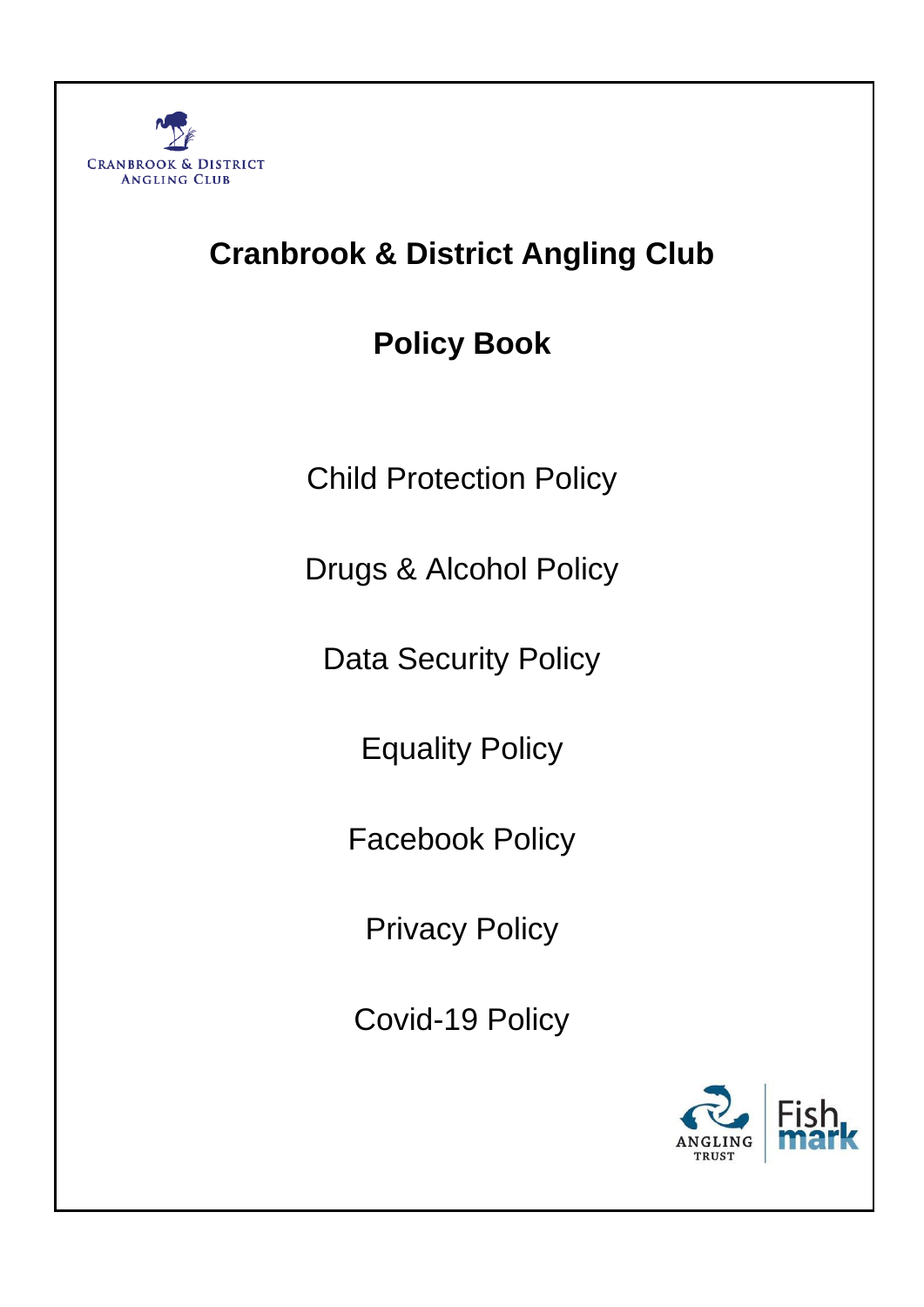CRANBROOK & DISTRICT ANGLING CLUB

# Cranbrook & District Angling Club

## Policy Book

Child Protection Policy

Drugs & Alcohol Policy

Data Security Policy

Equality Policy

Facebook Policy

Privacy Policy

Covid-19 Policy

ANGLING TRUST Fish mark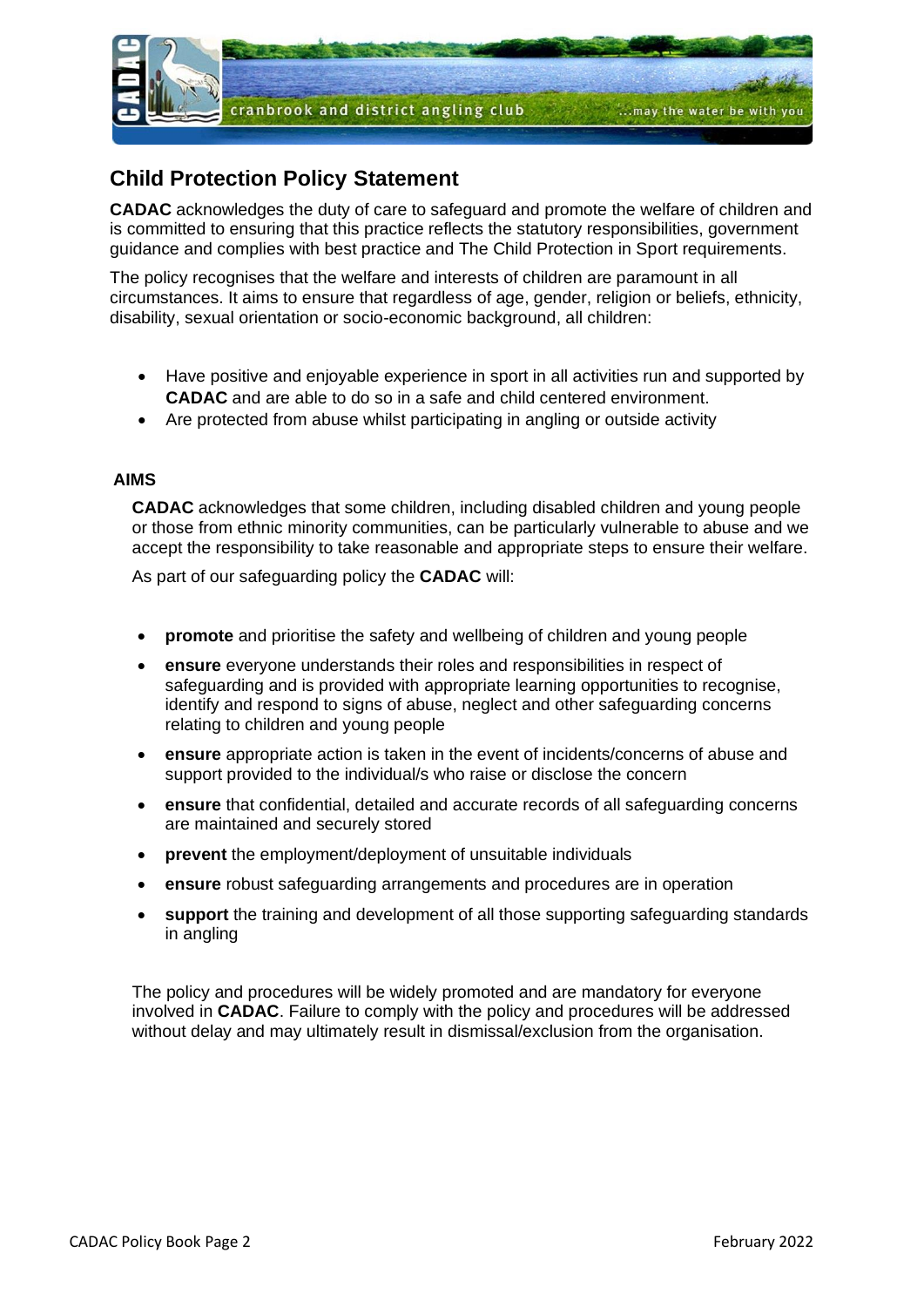## Child Protection Policy Statement

**CADAC** acknowledges the duty of care to safeguard and promote the welfare of children and is committed to ensuring that this practice reflects the statutory responsibilities, government guidance and complies with best practice and The Child Protection in Sport requirements.

The policy recognises that the welfare and interests of children are paramount in all circumstances. It aims to ensure that regardless of age, gender, religion or beliefs, ethnicity, disability, sexual orientation or socio-economic background, all children:

- Have positive and enjoyable experience in sport in all activities run and supported by **CADAC** and are able to do so in a safe and child centered environment.
- Are protected from abuse whilst participating in angling or outside activity

### AIMS

**CADAC** acknowledges that some children, including disabled children and young people or those from ethnic minority communities, can be particularly vulnerable to abuse and we accept the responsibility to take reasonable and appropriate steps to ensure their welfare.

As part of our safeguarding policy the **CADAC** will:

- **promote** and prioritise the safety and wellbeing of children and young people
- **ensure** everyone understands their roles and responsibilities in respect of safeguarding and is provided with appropriate learning opportunities to recognise, identify and respond to signs of abuse, neglect and other safeguarding concerns relating to children and young people
- **ensure** appropriate action is taken in the event of incidents/concerns of abuse and support provided to the individual/s who raise or disclose the concern
- **ensure** that confidential, detailed and accurate records of all safeguarding concerns are maintained and securely stored
- **prevent** the employment/deployment of unsuitable individuals
- **ensure** robust safeguarding arrangements and procedures are in operation
- **support** the training and development of all those supporting safeguarding standards in angling

The policy and procedures will be widely promoted and are mandatory for everyone involved in **CADAC**. Failure to comply with the policy and procedures will be addressed without delay and may ultimately result in dismissal/exclusion from the organisation.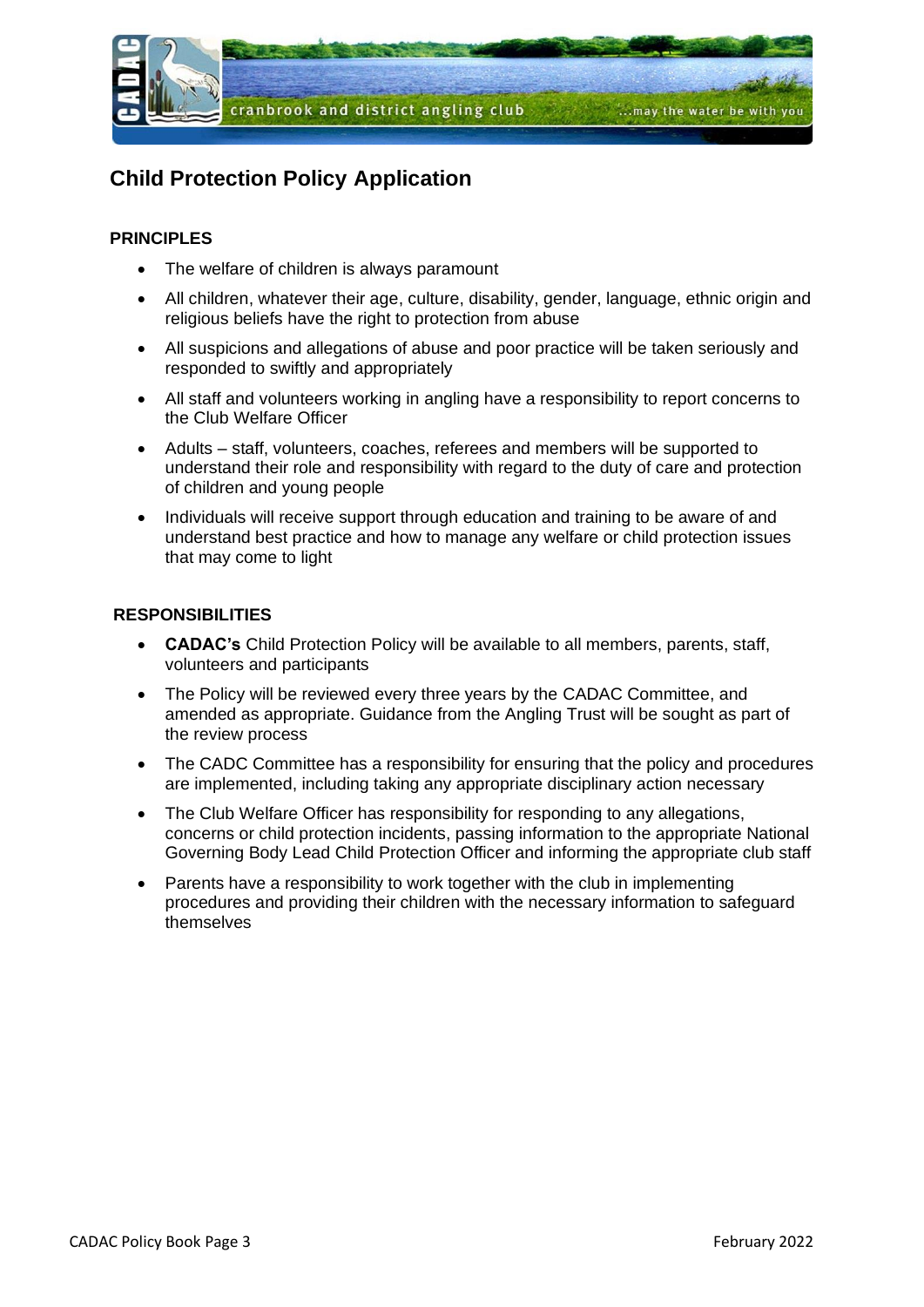## Child Protection Policy Application

### PRINCIPLES

- The welfare of children is always paramount
- All children, whatever their age, culture, disability, gender, language, ethnic origin and religious beliefs have the right to protection from abuse
- All suspicions and allegations of abuse and poor practice will be taken seriously and responded to swiftly and appropriately
- All staff and volunteers working in angling have a responsibility to report concerns to the Club Welfare Officer
- Adults – staff, volunteers, coaches, referees and members will be supported to understand their role and responsibility with regard to the duty of care and protection of children and young people
- Individuals will receive support through education and training to be aware of and understand best practice and how to manage any welfare or child protection issues that may come to light

### RESPONSIBILITIES

- **CADAC's** Child Protection Policy will be available to all members, parents, staff, volunteers and participants
- The Policy will be reviewed every three years by the CADAC Committee, and amended as appropriate. Guidance from the Angling Trust will be sought as part of the review process
- The CADC Committee has a responsibility for ensuring that the policy and procedures are implemented, including taking any appropriate disciplinary action necessary
- The Club Welfare Officer has responsibility for responding to any allegations, concerns or child protection incidents, passing information to the appropriate National Governing Body Lead Child Protection Officer and informing the appropriate club staff
- Parents have a responsibility to work together with the club in implementing procedures and providing their children with the necessary information to safeguard themselves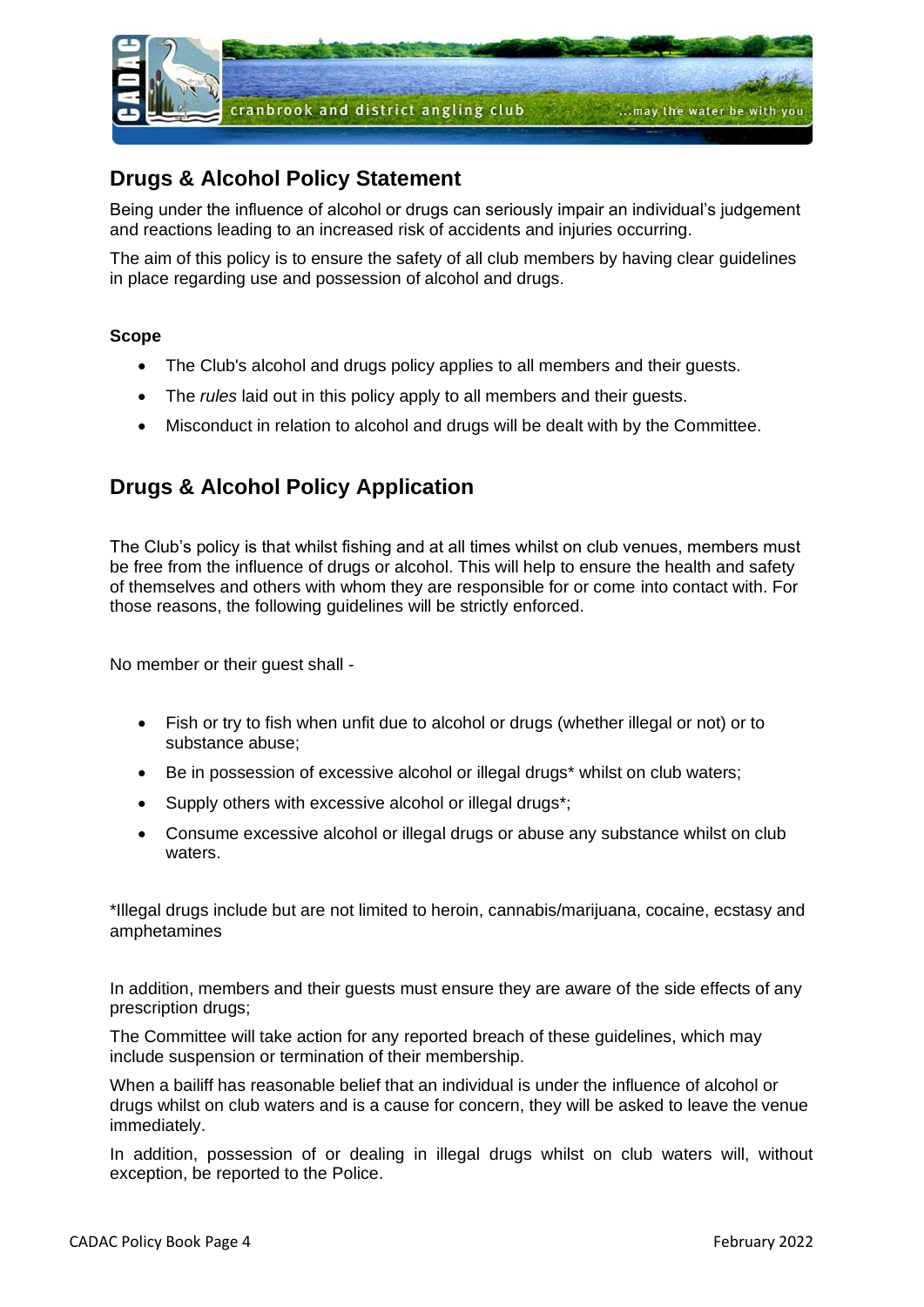## Drugs & Alcohol Policy Statement

Being under the influence of alcohol or drugs can seriously impair an individual's judgement and reactions leading to an increased risk of accidents and injuries occurring.

The aim of this policy is to ensure the safety of all club members by having clear guidelines in place regarding use and possession of alcohol and drugs.

**Scope**

- The Club's alcohol and drugs policy applies to all members and their guests.
- The *rules* laid out in this policy apply to all members and their guests.
- Misconduct in relation to alcohol and drugs will be dealt with by the Committee.

## Drugs & Alcohol Policy Application

The Club's policy is that whilst fishing and at all times whilst on club venues, members must be free from the influence of drugs or alcohol. This will help to ensure the health and safety of themselves and others with whom they are responsible for or come into contact with. For those reasons, the following guidelines will be strictly enforced.

No member or their guest shall -

- Fish or try to fish when unfit due to alcohol or drugs (whether illegal or not) or to substance abuse;
- Be in possession of excessive alcohol or illegal drugs* whilst on club waters;
- Supply others with excessive alcohol or illegal drugs*;
- Consume excessive alcohol or illegal drugs or abuse any substance whilst on club waters.

*Illegal drugs include but are not limited to heroin, cannabis/marijuana, cocaine, ecstasy and amphetamines

In addition, members and their guests must ensure they are aware of the side effects of any prescription drugs;

The Committee will take action for any reported breach of these guidelines, which may include suspension or termination of their membership.

When a bailiff has reasonable belief that an individual is under the influence of alcohol or drugs whilst on club waters and is a cause for concern, they will be asked to leave the venue immediately.

In addition, possession of or dealing in illegal drugs whilst on club waters will, without exception, be reported to the Police.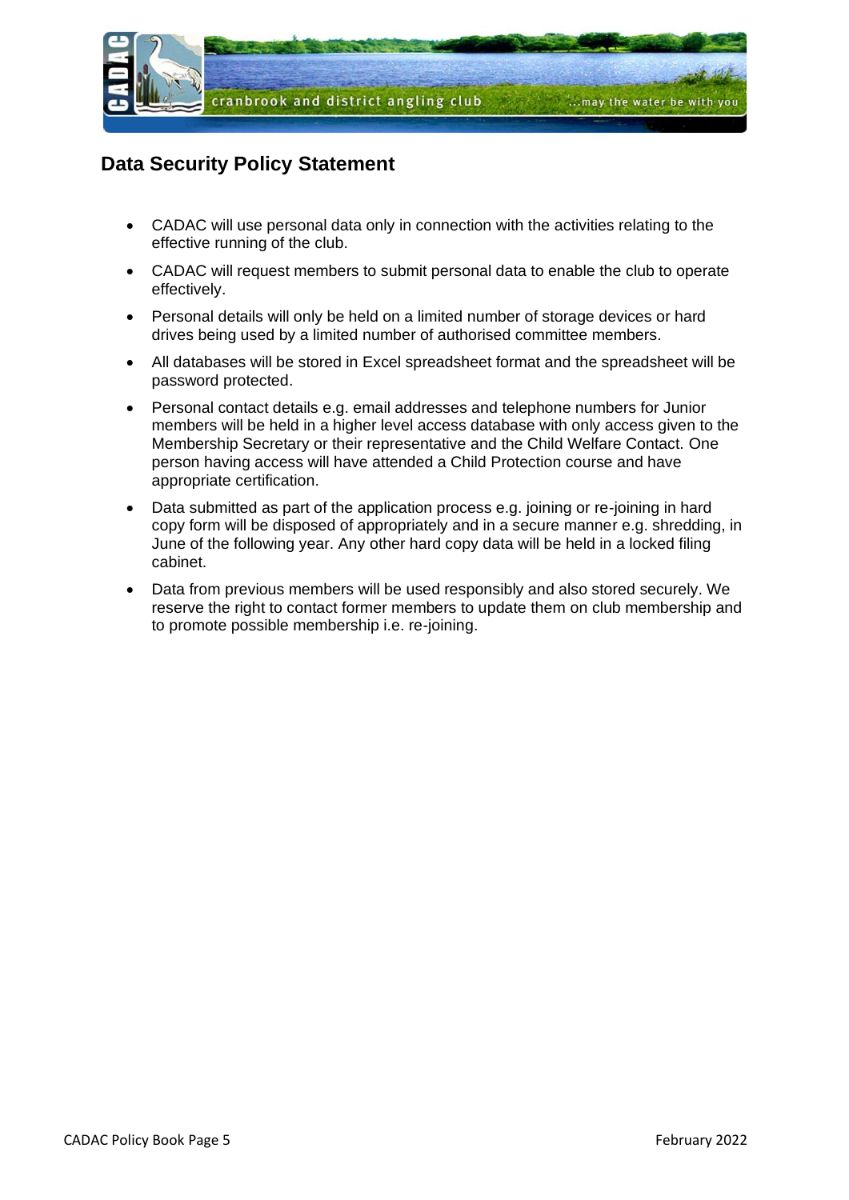## Data Security Policy Statement

- CADAC will use personal data only in connection with the activities relating to the effective running of the club.
- CADAC will request members to submit personal data to enable the club to operate effectively.
- Personal details will only be held on a limited number of storage devices or hard drives being used by a limited number of authorised committee members.
- All databases will be stored in Excel spreadsheet format and the spreadsheet will be password protected.
- Personal contact details e.g. email addresses and telephone numbers for Junior members will be held in a higher level access database with only access given to the Membership Secretary or their representative and the Child Welfare Contact. One person having access will have attended a Child Protection course and have appropriate certification.
- Data submitted as part of the application process e.g. joining or re-joining in hard copy form will be disposed of appropriately and in a secure manner e.g. shredding, in June of the following year. Any other hard copy data will be held in a locked filing cabinet.
- Data from previous members will be used responsibly and also stored securely. We reserve the right to contact former members to update them on club membership and to promote possible membership i.e. re-joining.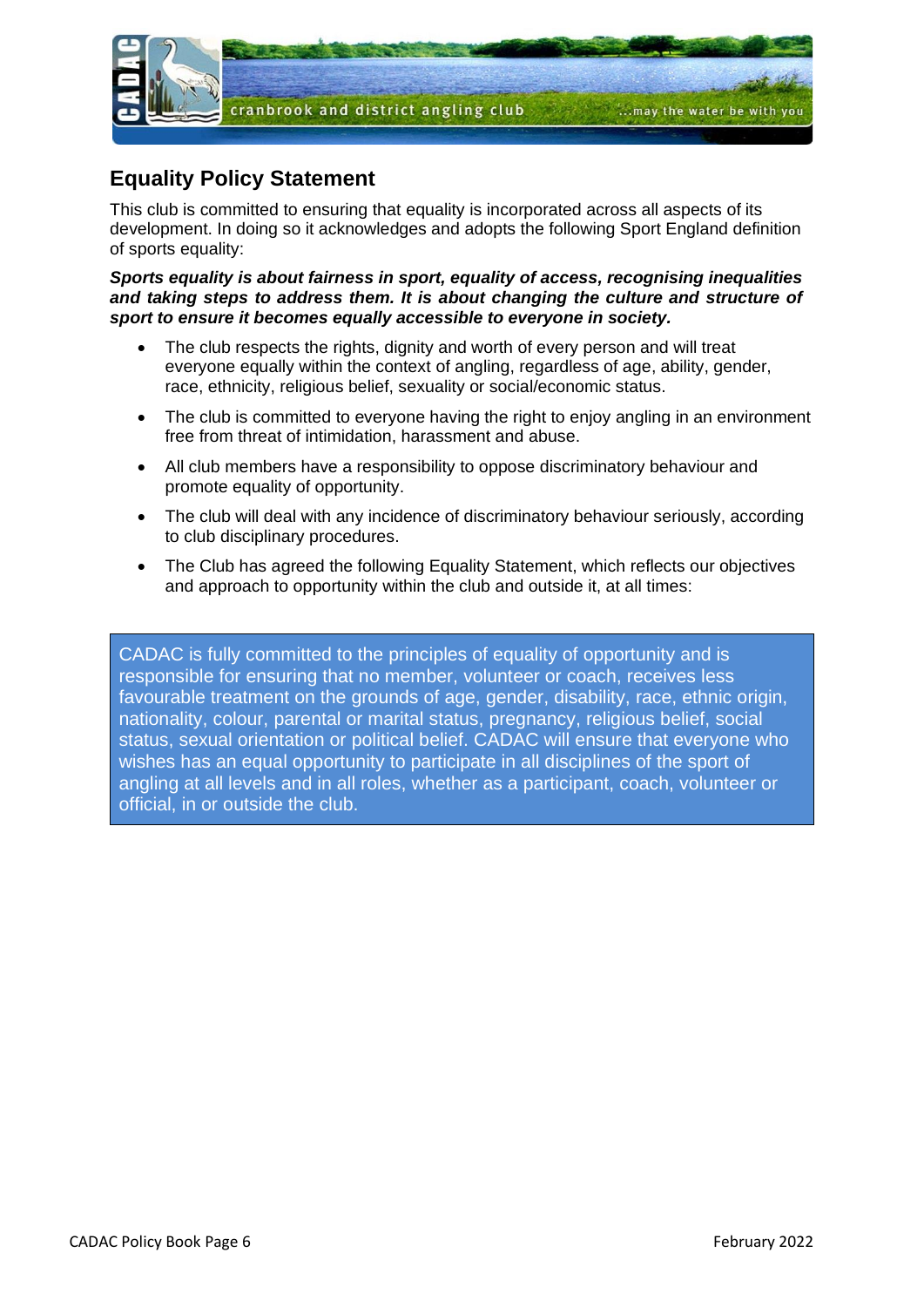## Equality Policy Statement

This club is committed to ensuring that equality is incorporated across all aspects of its development. In doing so it acknowledges and adopts the following Sport England definition of sports equality:

***Sports equality is about fairness in sport, equality of access, recognising inequalities and taking steps to address them. It is about changing the culture and structure of sport to ensure it becomes equally accessible to everyone in society.***

- The club respects the rights, dignity and worth of every person and will treat everyone equally within the context of angling, regardless of age, ability, gender, race, ethnicity, religious belief, sexuality or social/economic status.
- The club is committed to everyone having the right to enjoy angling in an environment free from threat of intimidation, harassment and abuse.
- All club members have a responsibility to oppose discriminatory behaviour and promote equality of opportunity.
- The club will deal with any incidence of discriminatory behaviour seriously, according to club disciplinary procedures.
- The Club has agreed the following Equality Statement, which reflects our objectives and approach to opportunity within the club and outside it, at all times:

> CADAC is fully committed to the principles of equality of opportunity and is responsible for ensuring that no member, volunteer or coach, receives less favourable treatment on the grounds of age, gender, disability, race, ethnic origin, nationality, colour, parental or marital status, pregnancy, religious belief, social status, sexual orientation or political belief. CADAC will ensure that everyone who wishes has an equal opportunity to participate in all disciplines of the sport of angling at all levels and in all roles, whether as a participant, coach, volunteer or official, in or outside the club.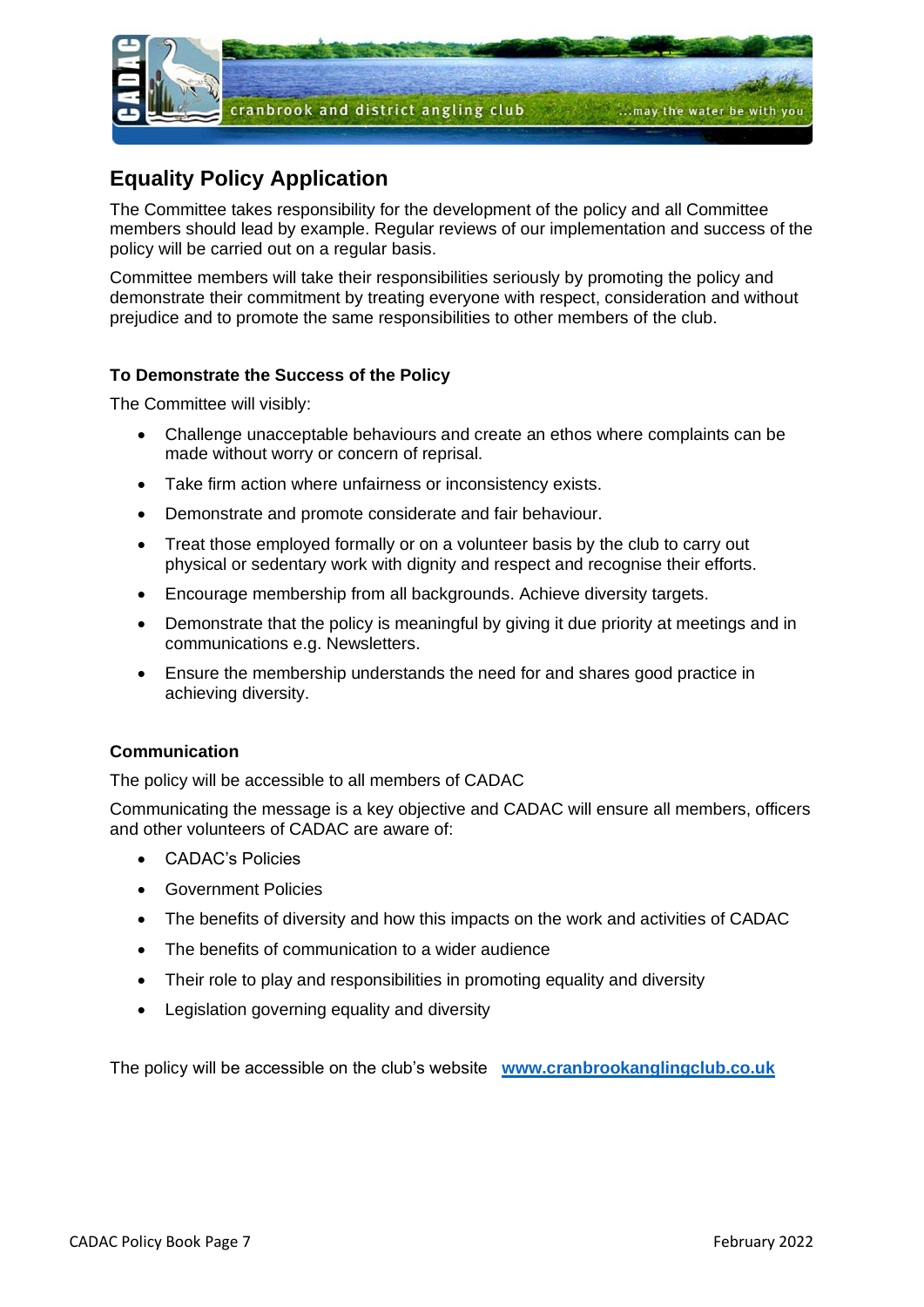## Equality Policy Application

The Committee takes responsibility for the development of the policy and all Committee members should lead by example. Regular reviews of our implementation and success of the policy will be carried out on a regular basis.

Committee members will take their responsibilities seriously by promoting the policy and demonstrate their commitment by treating everyone with respect, consideration and without prejudice and to promote the same responsibilities to other members of the club.

#### To Demonstrate the Success of the Policy

The Committee will visibly:

- Challenge unacceptable behaviours and create an ethos where complaints can be made without worry or concern of reprisal.
- Take firm action where unfairness or inconsistency exists.
- Demonstrate and promote considerate and fair behaviour.
- Treat those employed formally or on a volunteer basis by the club to carry out physical or sedentary work with dignity and respect and recognise their efforts.
- Encourage membership from all backgrounds. Achieve diversity targets.
- Demonstrate that the policy is meaningful by giving it due priority at meetings and in communications e.g. Newsletters.
- Ensure the membership understands the need for and shares good practice in achieving diversity.

#### Communication

The policy will be accessible to all members of CADAC

Communicating the message is a key objective and CADAC will ensure all members, officers and other volunteers of CADAC are aware of:

- CADAC's Policies
- Government Policies
- The benefits of diversity and how this impacts on the work and activities of CADAC
- The benefits of communication to a wider audience
- Their role to play and responsibilities in promoting equality and diversity
- Legislation governing equality and diversity

The policy will be accessible on the club's website **www.cranbrookanglingclub.co.uk**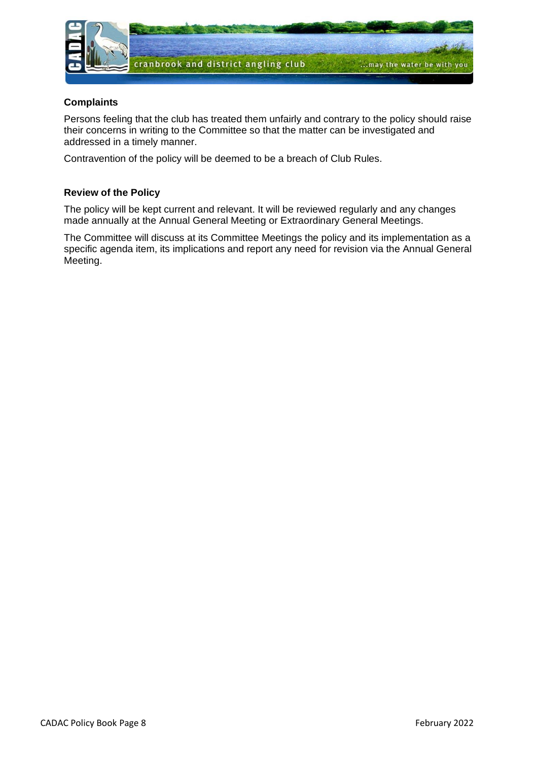**Complaints**

Persons feeling that the club has treated them unfairly and contrary to the policy should raise their concerns in writing to the Committee so that the matter can be investigated and addressed in a timely manner.

Contravention of the policy will be deemed to be a breach of Club Rules.

**Review of the Policy**

The policy will be kept current and relevant. It will be reviewed regularly and any changes made annually at the Annual General Meeting or Extraordinary General Meetings.

The Committee will discuss at its Committee Meetings the policy and its implementation as a specific agenda item, its implications and report any need for revision via the Annual General Meeting.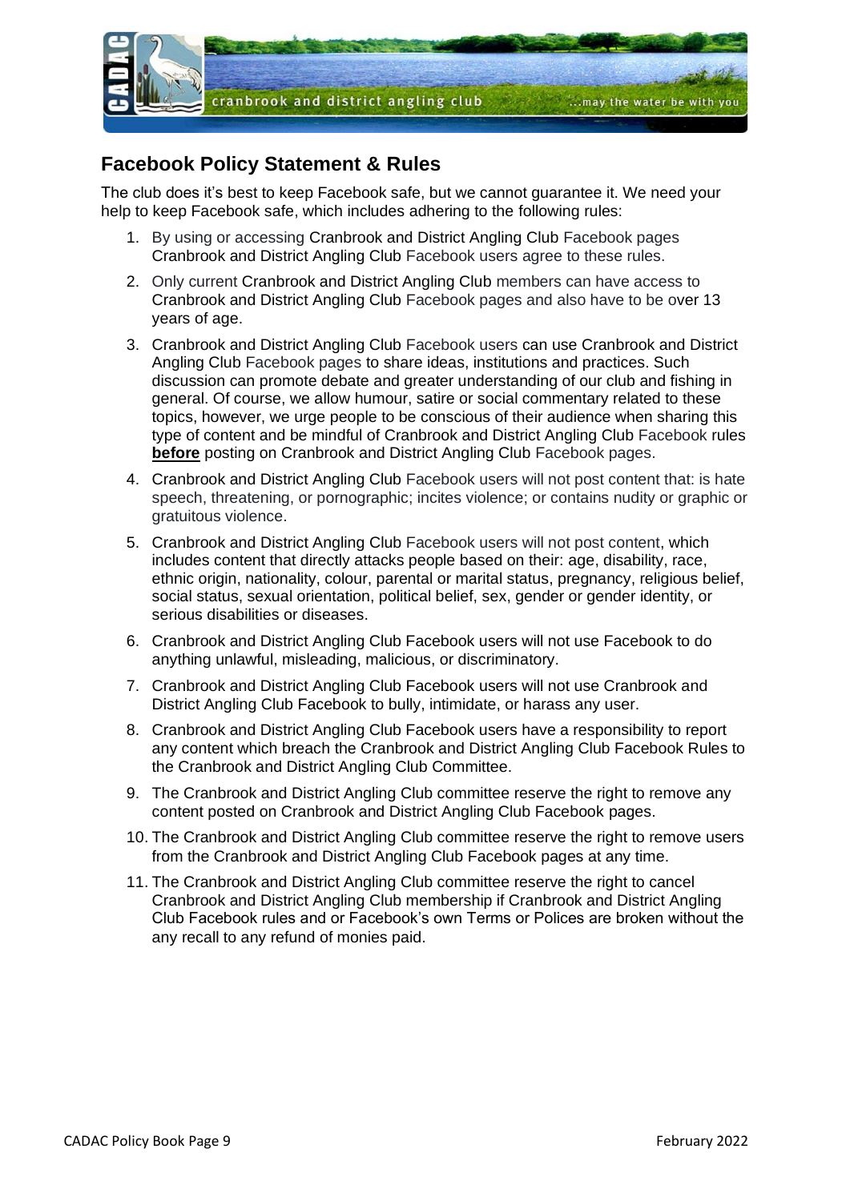## Facebook Policy Statement & Rules

The club does it's best to keep Facebook safe, but we cannot guarantee it. We need your help to keep Facebook safe, which includes adhering to the following rules:

1. By using or accessing Cranbrook and District Angling Club Facebook pages Cranbrook and District Angling Club Facebook users agree to these rules.
2. Only current Cranbrook and District Angling Club members can have access to Cranbrook and District Angling Club Facebook pages and also have to be over 13 years of age.
3. Cranbrook and District Angling Club Facebook users can use Cranbrook and District Angling Club Facebook pages to share ideas, institutions and practices. Such discussion can promote debate and greater understanding of our club and fishing in general. Of course, we allow humour, satire or social commentary related to these topics, however, we urge people to be conscious of their audience when sharing this type of content and be mindful of Cranbrook and District Angling Club Facebook rules **before** posting on Cranbrook and District Angling Club Facebook pages.
4. Cranbrook and District Angling Club Facebook users will not post content that: is hate speech, threatening, or pornographic; incites violence; or contains nudity or graphic or gratuitous violence.
5. Cranbrook and District Angling Club Facebook users will not post content, which includes content that directly attacks people based on their: age, disability, race, ethnic origin, nationality, colour, parental or marital status, pregnancy, religious belief, social status, sexual orientation, political belief, sex, gender or gender identity, or serious disabilities or diseases.
6. Cranbrook and District Angling Club Facebook users will not use Facebook to do anything unlawful, misleading, malicious, or discriminatory.
7. Cranbrook and District Angling Club Facebook users will not use Cranbrook and District Angling Club Facebook to bully, intimidate, or harass any user.
8. Cranbrook and District Angling Club Facebook users have a responsibility to report any content which breach the Cranbrook and District Angling Club Facebook Rules to the Cranbrook and District Angling Club Committee.
9. The Cranbrook and District Angling Club committee reserve the right to remove any content posted on Cranbrook and District Angling Club Facebook pages.
10. The Cranbrook and District Angling Club committee reserve the right to remove users from the Cranbrook and District Angling Club Facebook pages at any time.
11. The Cranbrook and District Angling Club committee reserve the right to cancel Cranbrook and District Angling Club membership if Cranbrook and District Angling Club Facebook rules and or Facebook's own Terms or Polices are broken without the any recall to any refund of monies paid.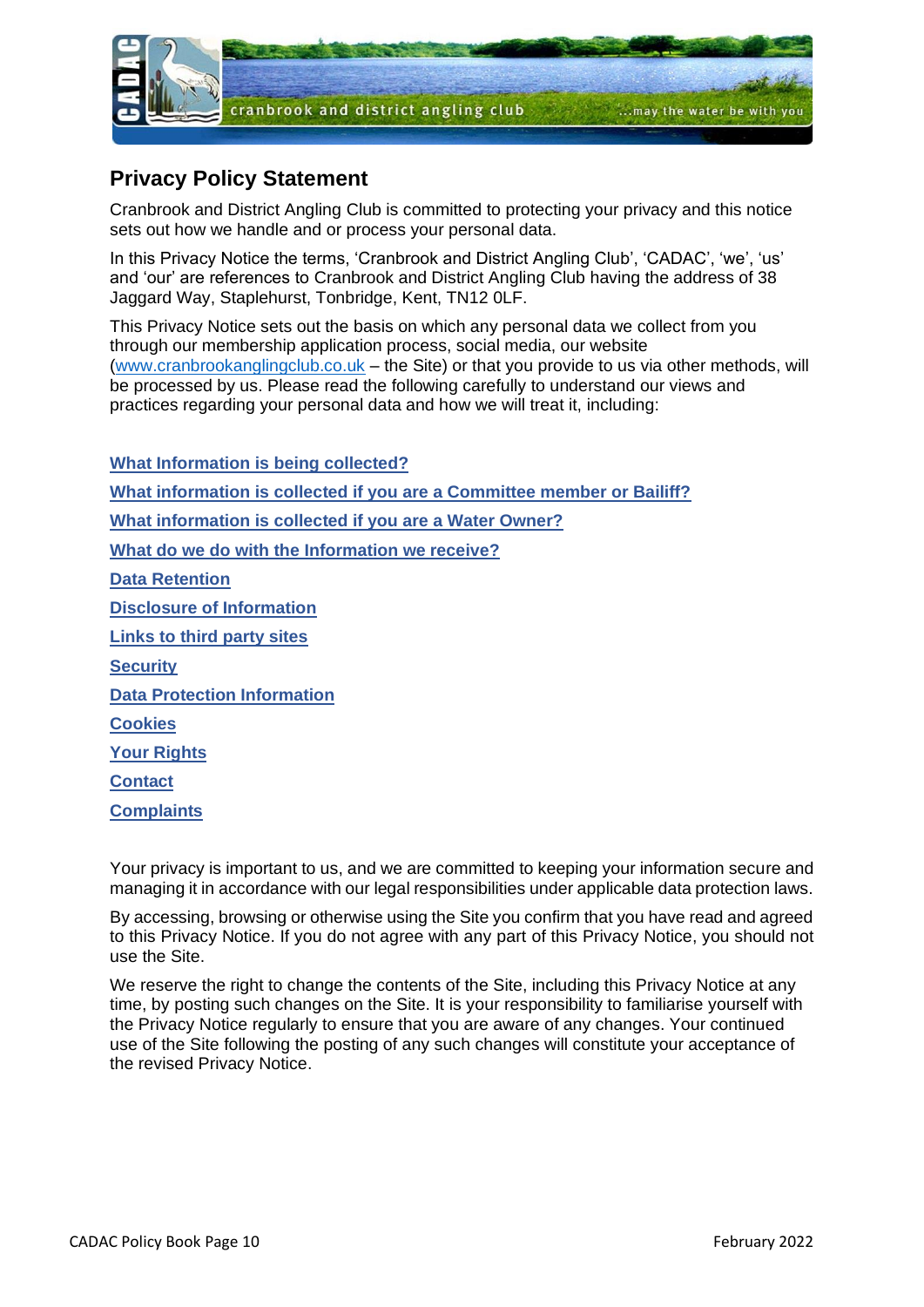## Privacy Policy Statement

Cranbrook and District Angling Club is committed to protecting your privacy and this notice sets out how we handle and or process your personal data.

In this Privacy Notice the terms, 'Cranbrook and District Angling Club', 'CADAC', 'we', 'us' and 'our' are references to Cranbrook and District Angling Club having the address of 38 Jaggard Way, Staplehurst, Tonbridge, Kent, TN12 0LF.

This Privacy Notice sets out the basis on which any personal data we collect from you through our membership application process, social media, our website (www.cranbrookanglingclub.co.uk – the Site) or that you provide to us via other methods, will be processed by us. Please read the following carefully to understand our views and practices regarding your personal data and how we will treat it, including:

**What Information is being collected?**

**What information is collected if you are a Committee member or Bailiff?**

**What information is collected if you are a Water Owner?**

**What do we do with the Information we receive?**

**Data Retention**

**Disclosure of Information**

**Links to third party sites**

**Security**

**Data Protection Information**

**Cookies**

**Your Rights**

**Contact**

**Complaints**

Your privacy is important to us, and we are committed to keeping your information secure and managing it in accordance with our legal responsibilities under applicable data protection laws.

By accessing, browsing or otherwise using the Site you confirm that you have read and agreed to this Privacy Notice. If you do not agree with any part of this Privacy Notice, you should not use the Site.

We reserve the right to change the contents of the Site, including this Privacy Notice at any time, by posting such changes on the Site. It is your responsibility to familiarise yourself with the Privacy Notice regularly to ensure that you are aware of any changes. Your continued use of the Site following the posting of any such changes will constitute your acceptance of the revised Privacy Notice.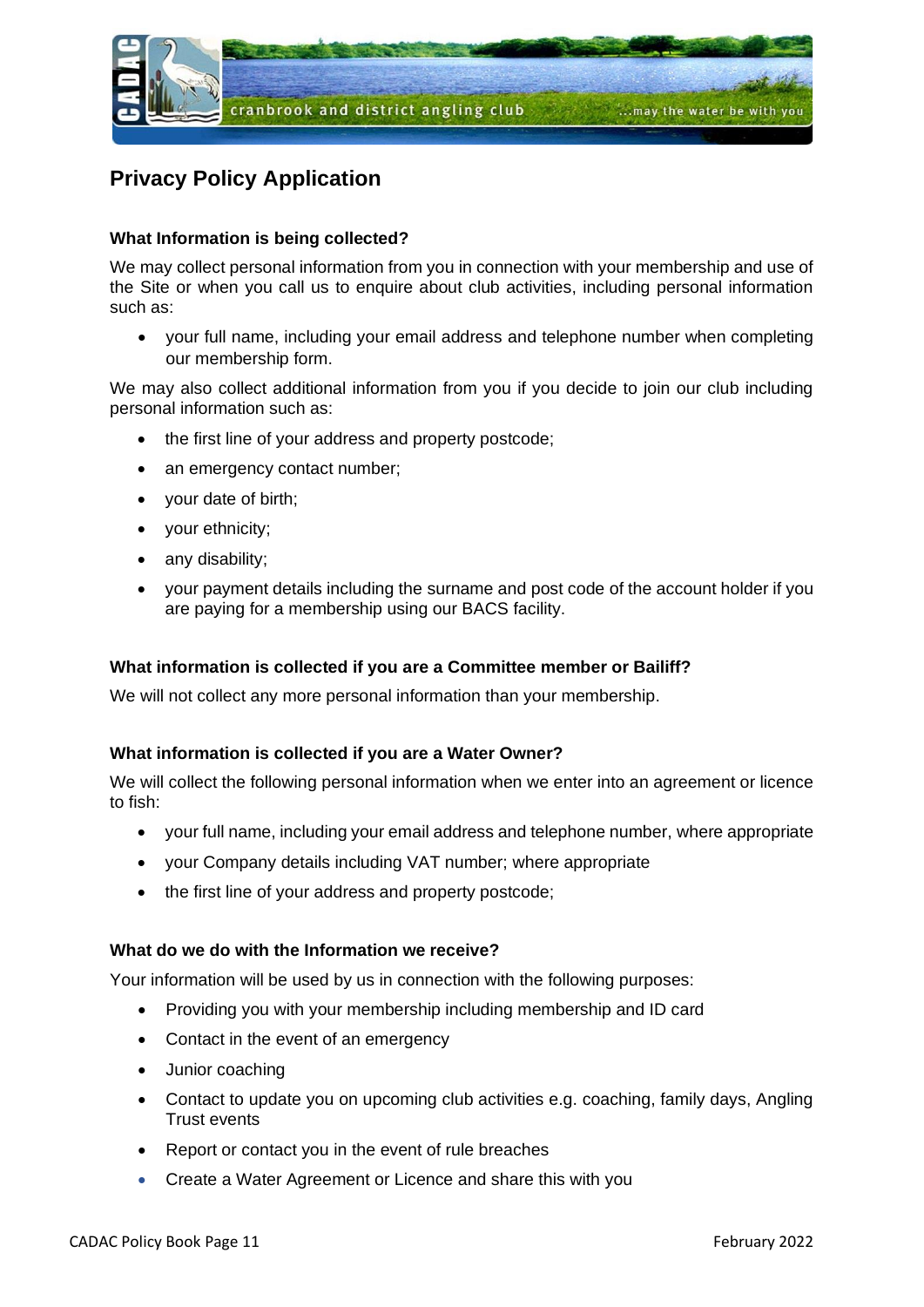## Privacy Policy Application

### What Information is being collected?

We may collect personal information from you in connection with your membership and use of the Site or when you call us to enquire about club activities, including personal information such as:

- your full name, including your email address and telephone number when completing our membership form.

We may also collect additional information from you if you decide to join our club including personal information such as:

- the first line of your address and property postcode;
- an emergency contact number;
- your date of birth;
- your ethnicity;
- any disability;
- your payment details including the surname and post code of the account holder if you are paying for a membership using our BACS facility.

### What information is collected if you are a Committee member or Bailiff?

We will not collect any more personal information than your membership.

### What information is collected if you are a Water Owner?

We will collect the following personal information when we enter into an agreement or licence to fish:

- your full name, including your email address and telephone number, where appropriate
- your Company details including VAT number; where appropriate
- the first line of your address and property postcode;

### What do we do with the Information we receive?

Your information will be used by us in connection with the following purposes:

- Providing you with your membership including membership and ID card
- Contact in the event of an emergency
- Junior coaching
- Contact to update you on upcoming club activities e.g. coaching, family days, Angling Trust events
- Report or contact you in the event of rule breaches
- Create a Water Agreement or Licence and share this with you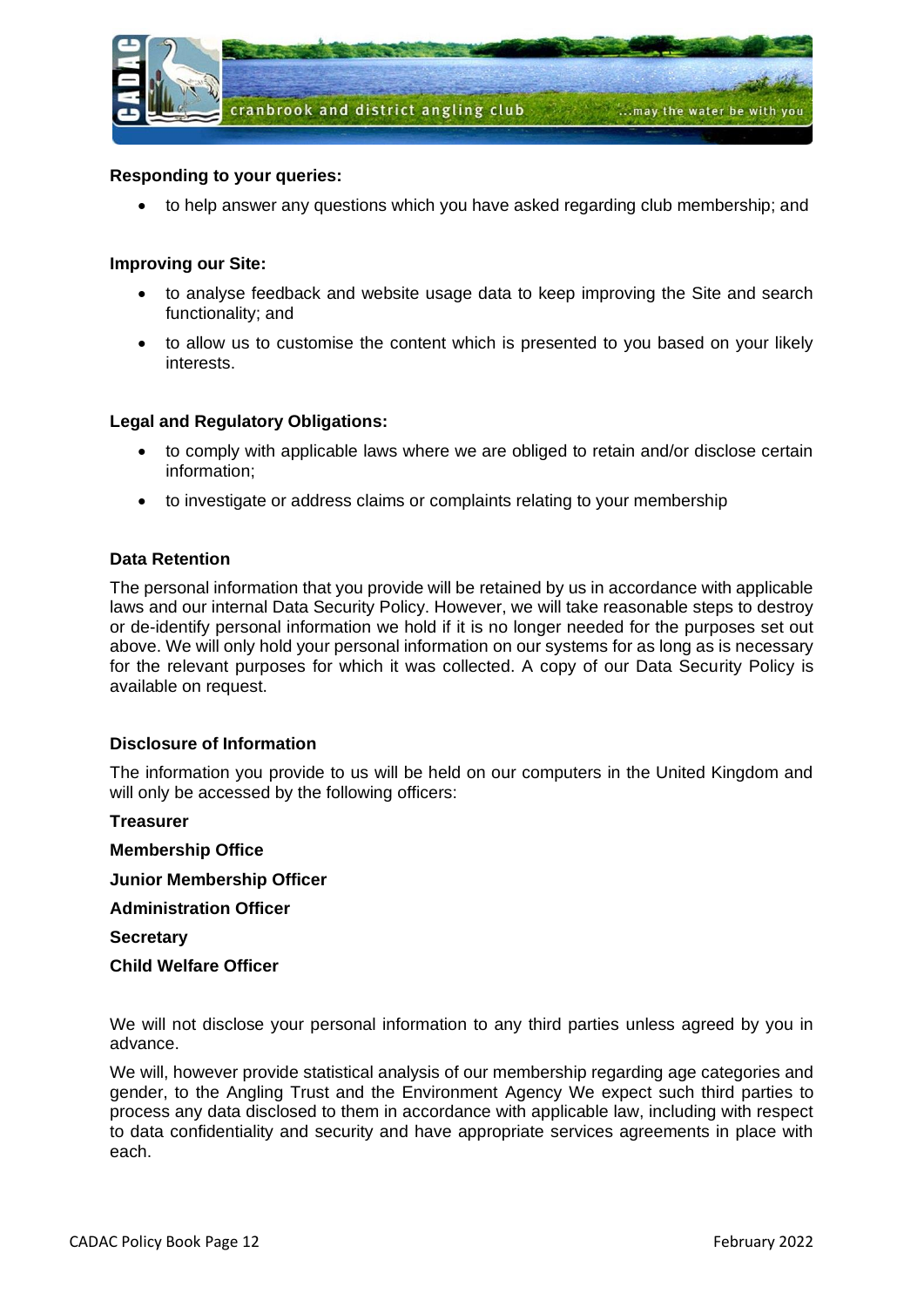**Responding to your queries:**

- to help answer any questions which you have asked regarding club membership; and

**Improving our Site:**

- to analyse feedback and website usage data to keep improving the Site and search functionality; and
- to allow us to customise the content which is presented to you based on your likely interests.

**Legal and Regulatory Obligations:**

- to comply with applicable laws where we are obliged to retain and/or disclose certain information;
- to investigate or address claims or complaints relating to your membership

**Data Retention**

The personal information that you provide will be retained by us in accordance with applicable laws and our internal Data Security Policy. However, we will take reasonable steps to destroy or de-identify personal information we hold if it is no longer needed for the purposes set out above. We will only hold your personal information on our systems for as long as is necessary for the relevant purposes for which it was collected. A copy of our Data Security Policy is available on request.

**Disclosure of Information**

The information you provide to us will be held on our computers in the United Kingdom and will only be accessed by the following officers:

**Treasurer**

**Membership Office**

**Junior Membership Officer**

**Administration Officer**

**Secretary**

**Child Welfare Officer**

We will not disclose your personal information to any third parties unless agreed by you in advance.

We will, however provide statistical analysis of our membership regarding age categories and gender, to the Angling Trust and the Environment Agency We expect such third parties to process any data disclosed to them in accordance with applicable law, including with respect to data confidentiality and security and have appropriate services agreements in place with each.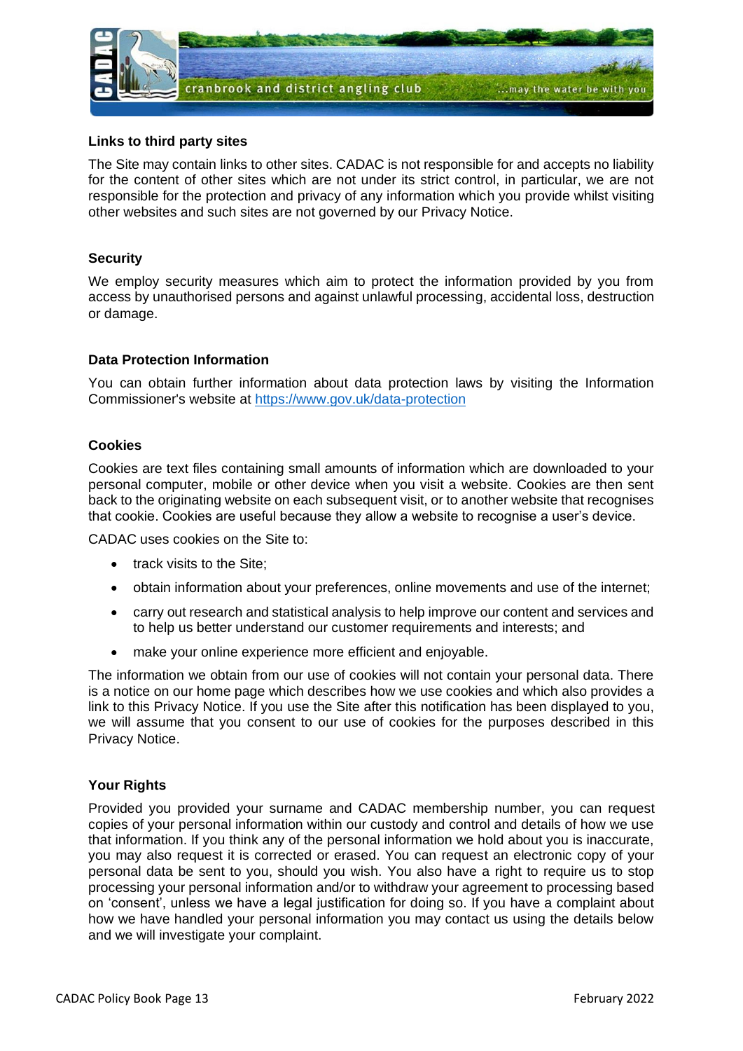### Links to third party sites

The Site may contain links to other sites. CADAC is not responsible for and accepts no liability for the content of other sites which are not under its strict control, in particular, we are not responsible for the protection and privacy of any information which you provide whilst visiting other websites and such sites are not governed by our Privacy Notice.

### Security

We employ security measures which aim to protect the information provided by you from access by unauthorised persons and against unlawful processing, accidental loss, destruction or damage.

### Data Protection Information

You can obtain further information about data protection laws by visiting the Information Commissioner's website at https://www.gov.uk/data-protection

### Cookies

Cookies are text files containing small amounts of information which are downloaded to your personal computer, mobile or other device when you visit a website. Cookies are then sent back to the originating website on each subsequent visit, or to another website that recognises that cookie. Cookies are useful because they allow a website to recognise a user's device.

CADAC uses cookies on the Site to:

- track visits to the Site;
- obtain information about your preferences, online movements and use of the internet;
- carry out research and statistical analysis to help improve our content and services and to help us better understand our customer requirements and interests; and
- make your online experience more efficient and enjoyable.

The information we obtain from our use of cookies will not contain your personal data. There is a notice on our home page which describes how we use cookies and which also provides a link to this Privacy Notice. If you use the Site after this notification has been displayed to you, we will assume that you consent to our use of cookies for the purposes described in this Privacy Notice.

### Your Rights

Provided you provided your surname and CADAC membership number, you can request copies of your personal information within our custody and control and details of how we use that information. If you think any of the personal information we hold about you is inaccurate, you may also request it is corrected or erased. You can request an electronic copy of your personal data be sent to you, should you wish. You also have a right to require us to stop processing your personal information and/or to withdraw your agreement to processing based on 'consent', unless we have a legal justification for doing so. If you have a complaint about how we have handled your personal information you may contact us using the details below and we will investigate your complaint.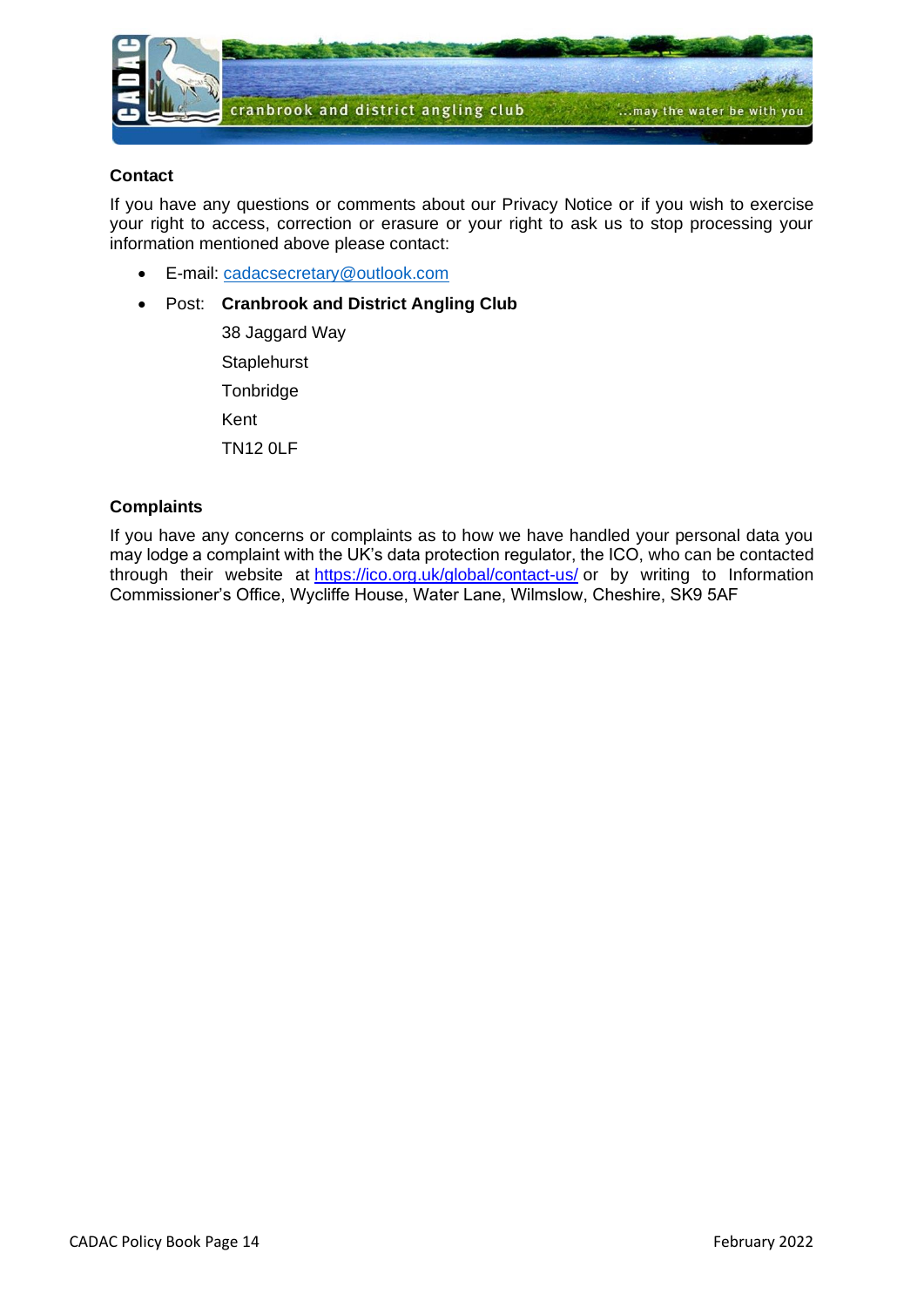**Contact**

If you have any questions or comments about our Privacy Notice or if you wish to exercise your right to access, correction or erasure or your right to ask us to stop processing your information mentioned above please contact:

- E-mail: cadacsecretary@outlook.com
- Post: **Cranbrook and District Angling Club**
  38 Jaggard Way
  Staplehurst
  Tonbridge
  Kent
  TN12 0LF

**Complaints**

If you have any concerns or complaints as to how we have handled your personal data you may lodge a complaint with the UK's data protection regulator, the ICO, who can be contacted through their website at https://ico.org.uk/global/contact-us/ or by writing to Information Commissioner's Office, Wycliffe House, Water Lane, Wilmslow, Cheshire, SK9 5AF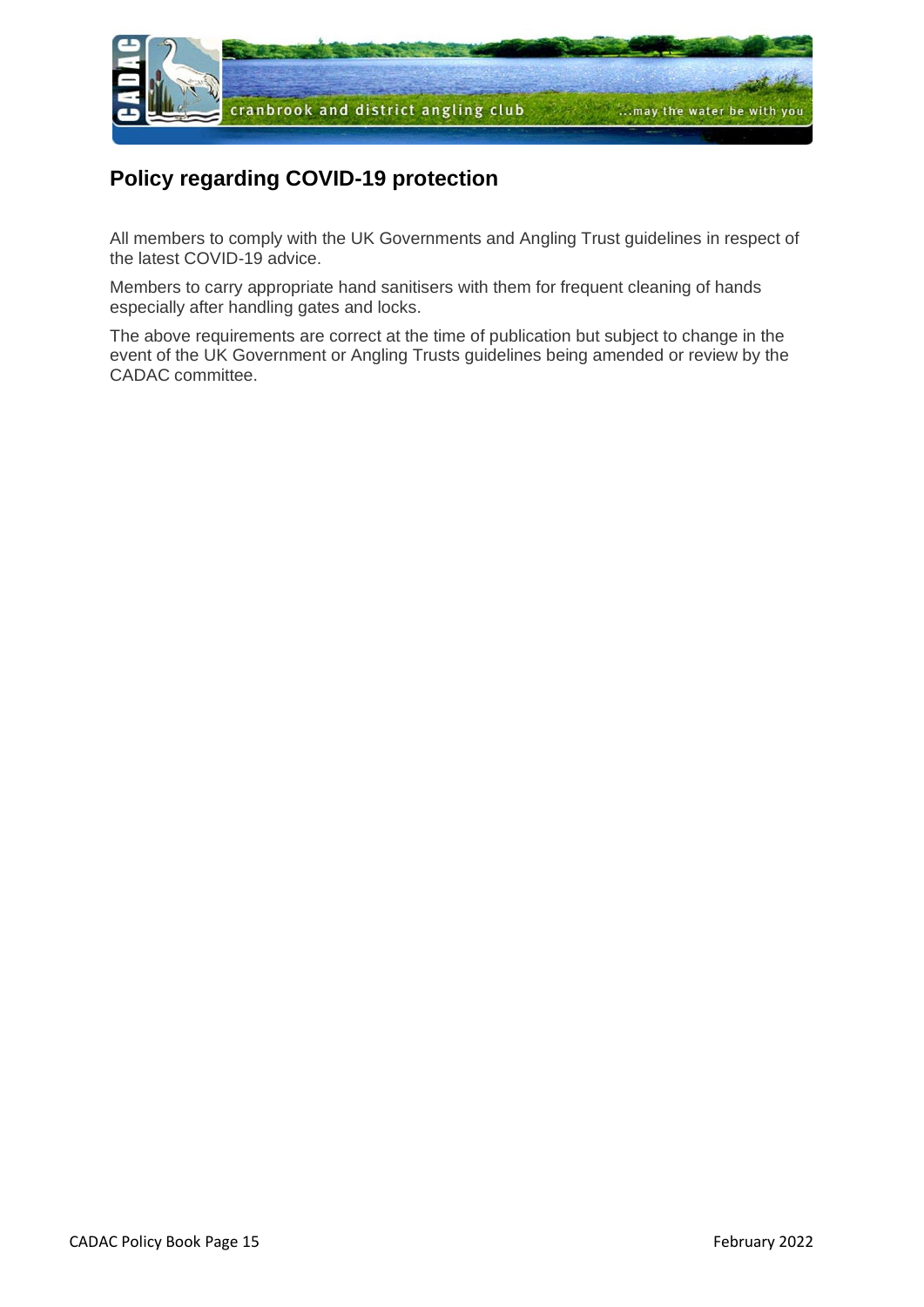## Policy regarding COVID-19 protection

All members to comply with the UK Governments and Angling Trust guidelines in respect of the latest COVID-19 advice.

Members to carry appropriate hand sanitisers with them for frequent cleaning of hands especially after handling gates and locks.

The above requirements are correct at the time of publication but subject to change in the event of the UK Government or Angling Trusts guidelines being amended or review by the CADAC committee.